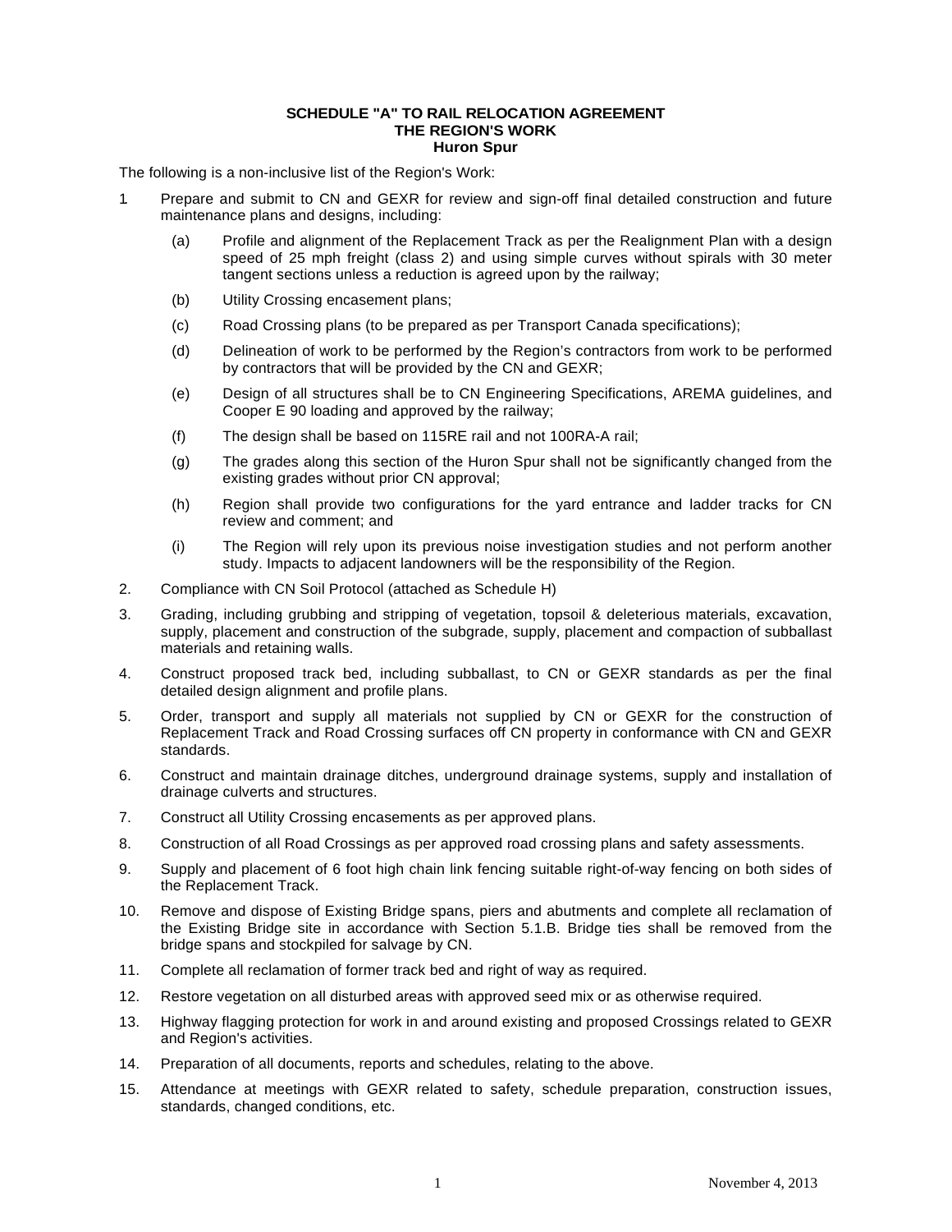**SCHEDULE "A" TO RAIL RELOCATION AGREEMENT**
**THE REGION'S WORK**
**Huron Spur**

The following is a non-inclusive list of the Region's Work:

1 Prepare and submit to CN and GEXR for review and sign-off final detailed construction and future maintenance plans and designs, including:

   (a) Profile and alignment of the Replacement Track as per the Realignment Plan with a design speed of 25 mph freight (class 2) and using simple curves without spirals with 30 meter tangent sections unless a reduction is agreed upon by the railway;

   (b) Utility Crossing encasement plans;

   (c) Road Crossing plans (to be prepared as per Transport Canada specifications);

   (d) Delineation of work to be performed by the Region's contractors from work to be performed by contractors that will be provided by the CN and GEXR;

   (e) Design of all structures shall be to CN Engineering Specifications, AREMA guidelines, and Cooper E 90 loading and approved by the railway;

   (f) The design shall be based on 115RE rail and not 100RA-A rail;

   (g) The grades along this section of the Huron Spur shall not be significantly changed from the existing grades without prior CN approval;

   (h) Region shall provide two configurations for the yard entrance and ladder tracks for CN review and comment; and

   (i) The Region will rely upon its previous noise investigation studies and not perform another study. Impacts to adjacent landowners will be the responsibility of the Region.

2. Compliance with CN Soil Protocol (attached as Schedule H)

3. Grading, including grubbing and stripping of vegetation, topsoil & deleterious materials, excavation, supply, placement and construction of the subgrade, supply, placement and compaction of subballast materials and retaining walls.

4. Construct proposed track bed, including subballast, to CN or GEXR standards as per the final detailed design alignment and profile plans.

5. Order, transport and supply all materials not supplied by CN or GEXR for the construction of Replacement Track and Road Crossing surfaces off CN property in conformance with CN and GEXR standards.

6. Construct and maintain drainage ditches, underground drainage systems, supply and installation of drainage culverts and structures.

7. Construct all Utility Crossing encasements as per approved plans.

8. Construction of all Road Crossings as per approved road crossing plans and safety assessments.

9. Supply and placement of 6 foot high chain link fencing suitable right-of-way fencing on both sides of the Replacement Track.

10. Remove and dispose of Existing Bridge spans, piers and abutments and complete all reclamation of the Existing Bridge site in accordance with Section 5.1.B. Bridge ties shall be removed from the bridge spans and stockpiled for salvage by CN.

11. Complete all reclamation of former track bed and right of way as required.

12. Restore vegetation on all disturbed areas with approved seed mix or as otherwise required.

13. Highway flagging protection for work in and around existing and proposed Crossings related to GEXR and Region's activities.

14. Preparation of all documents, reports and schedules, relating to the above.

15. Attendance at meetings with GEXR related to safety, schedule preparation, construction issues, standards, changed conditions, etc.

November 4, 2013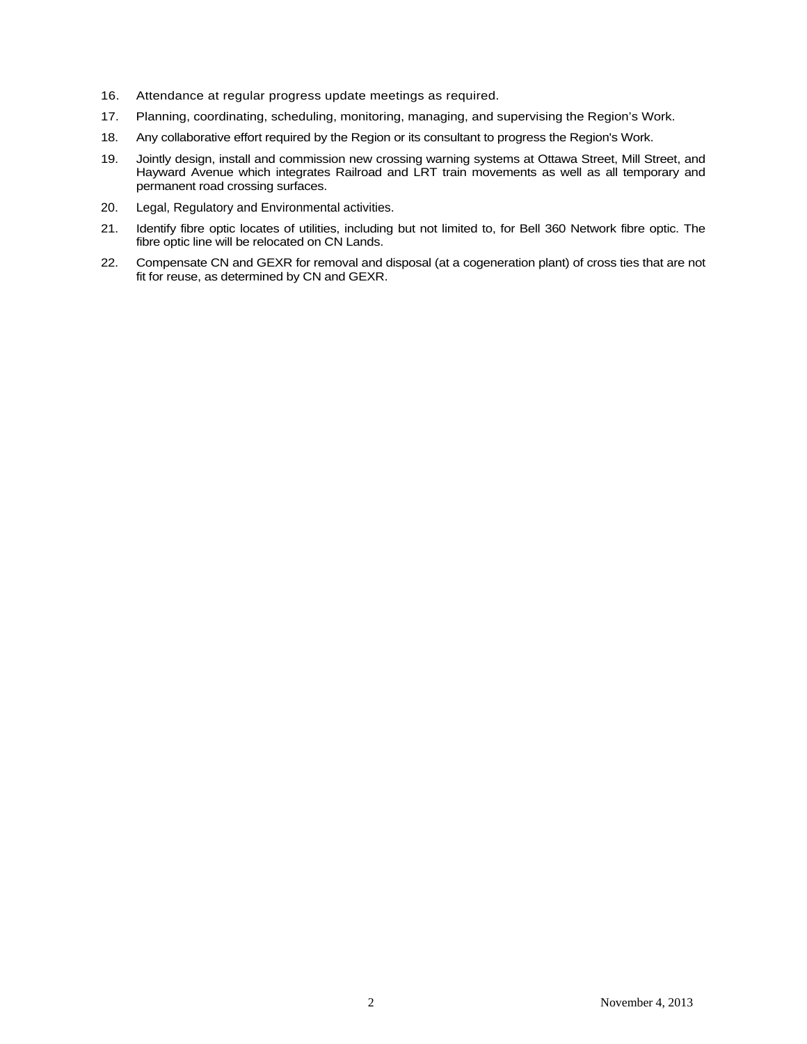16. Attendance at regular progress update meetings as required.
17. Planning, coordinating, scheduling, monitoring, managing, and supervising the Region's Work.
18. Any collaborative effort required by the Region or its consultant to progress the Region's Work.
19. Jointly design, install and commission new crossing warning systems at Ottawa Street, Mill Street, and Hayward Avenue which integrates Railroad and LRT train movements as well as all temporary and permanent road crossing surfaces.
20. Legal, Regulatory and Environmental activities.
21. Identify fibre optic locates of utilities, including but not limited to, for Bell 360 Network fibre optic. The fibre optic line will be relocated on CN Lands.
22. Compensate CN and GEXR for removal and disposal (at a cogeneration plant) of cross ties that are not fit for reuse, as determined by CN and GEXR.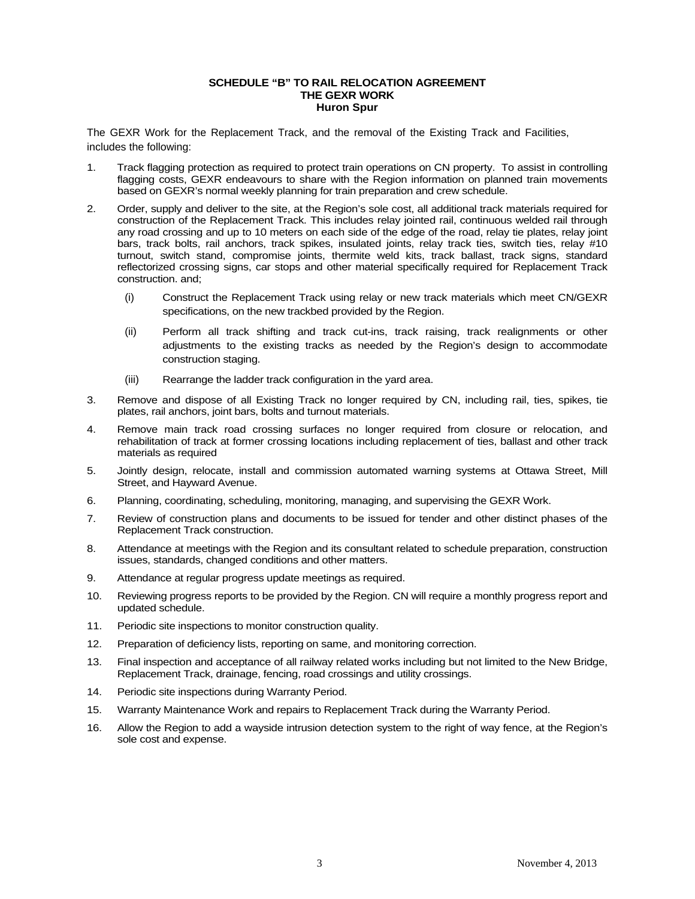**SCHEDULE "B" TO RAIL RELOCATION AGREEMENT**
**THE GEXR WORK**
**Huron Spur**

The GEXR Work for the Replacement Track, and the removal of the Existing Track and Facilities, includes the following:

1. Track flagging protection as required to protect train operations on CN property. To assist in controlling flagging costs, GEXR endeavours to share with the Region information on planned train movements based on GEXR's normal weekly planning for train preparation and crew schedule.

2. Order, supply and deliver to the site, at the Region's sole cost, all additional track materials required for construction of the Replacement Track. This includes relay jointed rail, continuous welded rail through any road crossing and up to 10 meters on each side of the edge of the road, relay tie plates, relay joint bars, track bolts, rail anchors, track spikes, insulated joints, relay track ties, switch ties, relay #10 turnout, switch stand, compromise joints, thermite weld kits, track ballast, track signs, standard reflectorized crossing signs, car stops and other material specifically required for Replacement Track construction. and;

   (i) Construct the Replacement Track using relay or new track materials which meet CN/GEXR specifications, on the new trackbed provided by the Region.

   (ii) Perform all track shifting and track cut-ins, track raising, track realignments or other adjustments to the existing tracks as needed by the Region's design to accommodate construction staging.

   (iii) Rearrange the ladder track configuration in the yard area.

3. Remove and dispose of all Existing Track no longer required by CN, including rail, ties, spikes, tie plates, rail anchors, joint bars, bolts and turnout materials.

4. Remove main track road crossing surfaces no longer required from closure or relocation, and rehabilitation of track at former crossing locations including replacement of ties, ballast and other track materials as required

5. Jointly design, relocate, install and commission automated warning systems at Ottawa Street, Mill Street, and Hayward Avenue.

6. Planning, coordinating, scheduling, monitoring, managing, and supervising the GEXR Work.

7. Review of construction plans and documents to be issued for tender and other distinct phases of the Replacement Track construction.

8. Attendance at meetings with the Region and its consultant related to schedule preparation, construction issues, standards, changed conditions and other matters.

9. Attendance at regular progress update meetings as required.

10. Reviewing progress reports to be provided by the Region. CN will require a monthly progress report and updated schedule.

11. Periodic site inspections to monitor construction quality.

12. Preparation of deficiency lists, reporting on same, and monitoring correction.

13. Final inspection and acceptance of all railway related works including but not limited to the New Bridge, Replacement Track, drainage, fencing, road crossings and utility crossings.

14. Periodic site inspections during Warranty Period.

15. Warranty Maintenance Work and repairs to Replacement Track during the Warranty Period.

16. Allow the Region to add a wayside intrusion detection system to the right of way fence, at the Region's sole cost and expense.

November 4, 2013